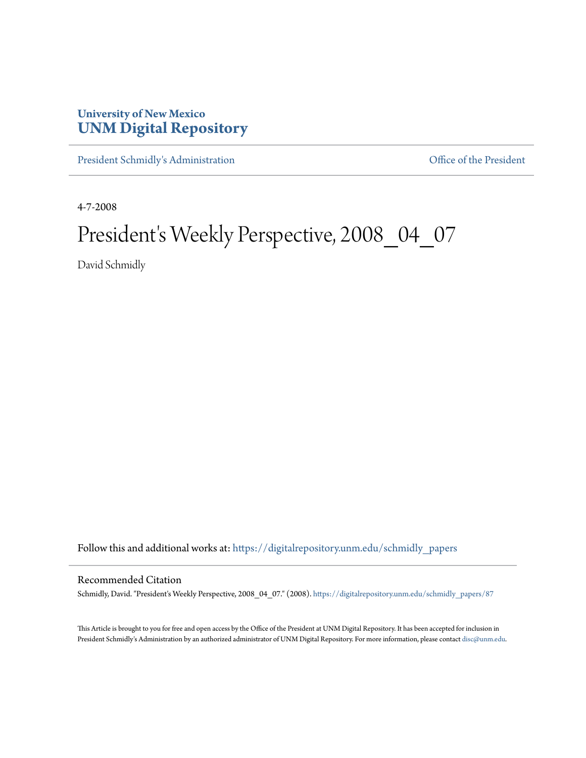University of New Mexico
**UNM Digital Repository**

President Schmidly's Administration | Office of the President

4-7-2008

# President's Weekly Perspective, 2008_04_07

David Schmidly

Follow this and additional works at: https://digitalrepository.unm.edu/schmidly_papers

## Recommended Citation

Schmidly, David. "President's Weekly Perspective, 2008_04_07." (2008). https://digitalrepository.unm.edu/schmidly_papers/87

This Article is brought to you for free and open access by the Office of the President at UNM Digital Repository. It has been accepted for inclusion in President Schmidly's Administration by an authorized administrator of UNM Digital Repository. For more information, please contact disc@unm.edu.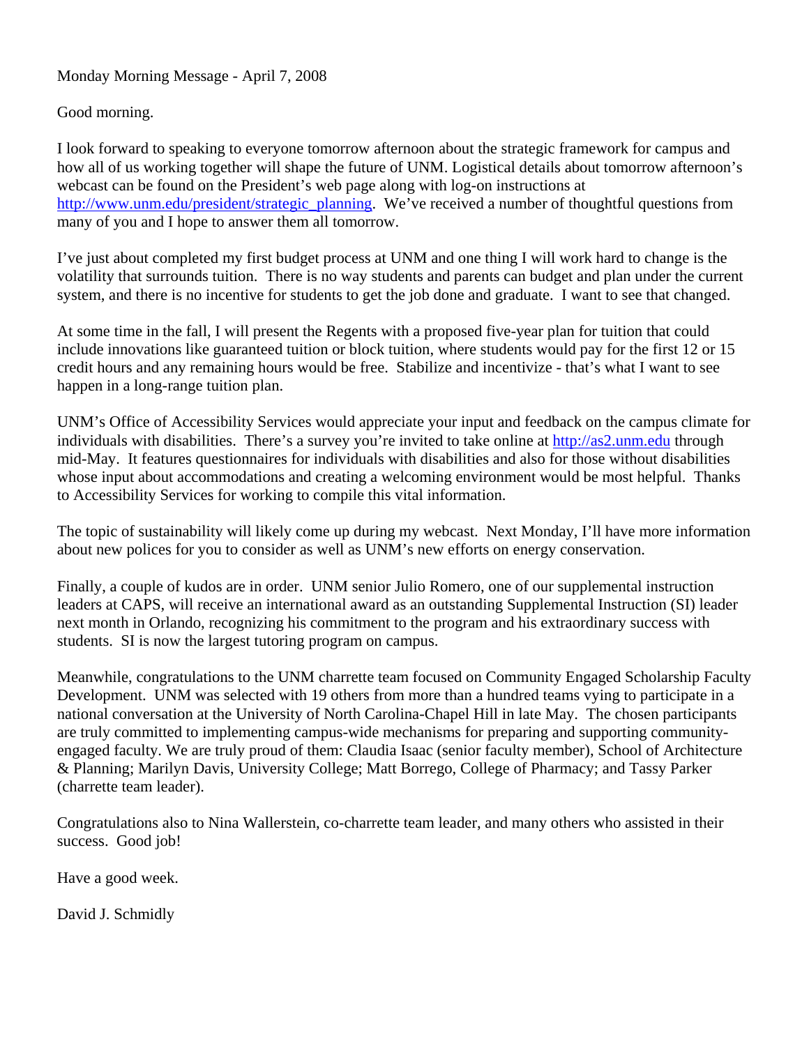Monday Morning Message - April 7, 2008

Good morning.

I look forward to speaking to everyone tomorrow afternoon about the strategic framework for campus and how all of us working together will shape the future of UNM. Logistical details about tomorrow afternoon's webcast can be found on the President's web page along with log-on instructions at http://www.unm.edu/president/strategic_planning. We've received a number of thoughtful questions from many of you and I hope to answer them all tomorrow.

I've just about completed my first budget process at UNM and one thing I will work hard to change is the volatility that surrounds tuition. There is no way students and parents can budget and plan under the current system, and there is no incentive for students to get the job done and graduate. I want to see that changed.

At some time in the fall, I will present the Regents with a proposed five-year plan for tuition that could include innovations like guaranteed tuition or block tuition, where students would pay for the first 12 or 15 credit hours and any remaining hours would be free. Stabilize and incentivize - that's what I want to see happen in a long-range tuition plan.

UNM's Office of Accessibility Services would appreciate your input and feedback on the campus climate for individuals with disabilities. There's a survey you're invited to take online at http://as2.unm.edu through mid-May. It features questionnaires for individuals with disabilities and also for those without disabilities whose input about accommodations and creating a welcoming environment would be most helpful. Thanks to Accessibility Services for working to compile this vital information.

The topic of sustainability will likely come up during my webcast. Next Monday, I'll have more information about new polices for you to consider as well as UNM's new efforts on energy conservation.

Finally, a couple of kudos are in order. UNM senior Julio Romero, one of our supplemental instruction leaders at CAPS, will receive an international award as an outstanding Supplemental Instruction (SI) leader next month in Orlando, recognizing his commitment to the program and his extraordinary success with students. SI is now the largest tutoring program on campus.

Meanwhile, congratulations to the UNM charrette team focused on Community Engaged Scholarship Faculty Development. UNM was selected with 19 others from more than a hundred teams vying to participate in a national conversation at the University of North Carolina-Chapel Hill in late May. The chosen participants are truly committed to implementing campus-wide mechanisms for preparing and supporting community-engaged faculty. We are truly proud of them: Claudia Isaac (senior faculty member), School of Architecture & Planning; Marilyn Davis, University College; Matt Borrego, College of Pharmacy; and Tassy Parker (charrette team leader).

Congratulations also to Nina Wallerstein, co-charrette team leader, and many others who assisted in their success. Good job!

Have a good week.

David J. Schmidly